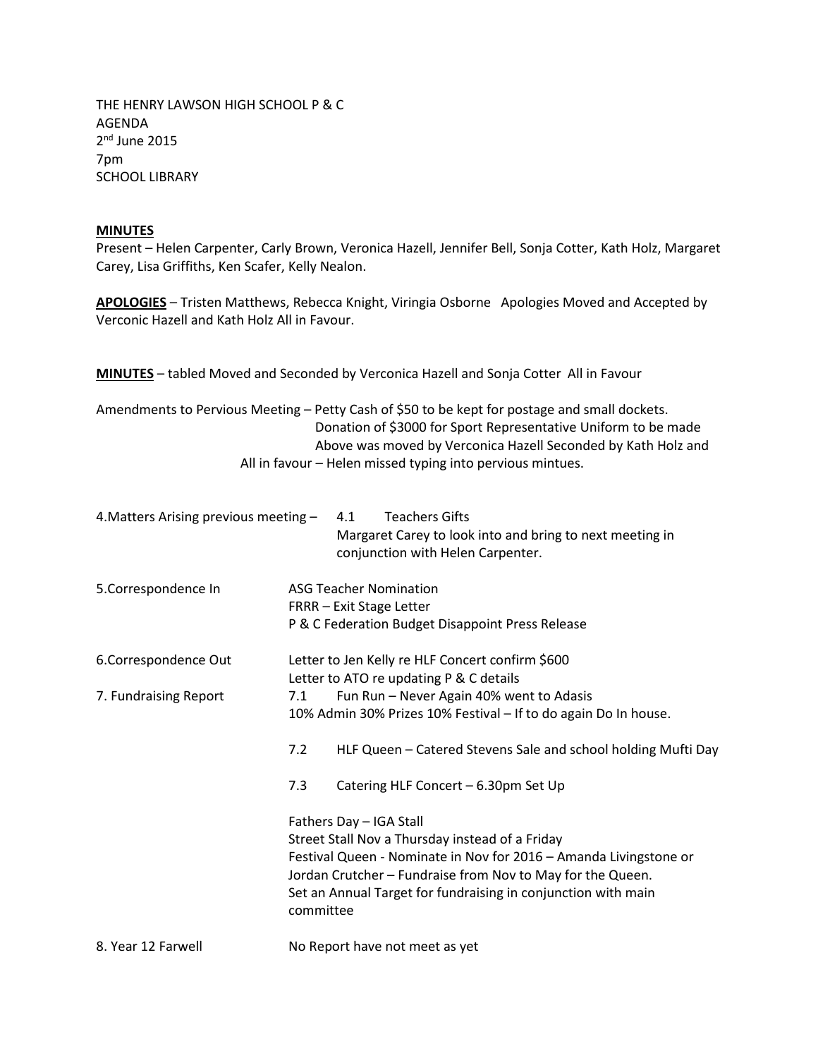THE HENRY LAWSON HIGH SCHOOL P & C
AGENDA
2nd June 2015
7pm
SCHOOL LIBRARY

**MINUTES**
Present – Helen Carpenter, Carly Brown, Veronica Hazell, Jennifer Bell, Sonja Cotter, Kath Holz, Margaret Carey, Lisa Griffiths, Ken Scafer, Kelly Nealon.

**APOLOGIES** – Tristen Matthews, Rebecca Knight, Viringia Osborne Apologies Moved and Accepted by Verconic Hazell and Kath Holz All in Favour.

**MINUTES** – tabled Moved and Seconded by Verconica Hazell and Sonja Cotter All in Favour

Amendments to Pervious Meeting – Petty Cash of $50 to be kept for postage and small dockets.
Donation of $3000 for Sport Representative Uniform to be made
Above was moved by Verconica Hazell Seconded by Kath Holz and
All in favour – Helen missed typing into pervious mintues.

4.Matters Arising previous meeting – 4.1 Teachers Gifts
Margaret Carey to look into and bring to next meeting in conjunction with Helen Carpenter.

5.Correspondence In
ASG Teacher Nomination
FRRR – Exit Stage Letter
P & C Federation Budget Disappoint Press Release

6.Correspondence Out
Letter to Jen Kelly re HLF Concert confirm $600
Letter to ATO re updating P & C details

7. Fundraising Report
7.1 Fun Run – Never Again 40% went to Adasis
10% Admin 30% Prizes 10% Festival – If to do again Do In house.

7.2 HLF Queen – Catered Stevens Sale and school holding Mufti Day

7.3 Catering HLF Concert – 6.30pm Set Up

Fathers Day – IGA Stall
Street Stall Nov a Thursday instead of a Friday
Festival Queen - Nominate in Nov for 2016 – Amanda Livingstone or Jordan Crutcher – Fundraise from Nov to May for the Queen.
Set an Annual Target for fundraising in conjunction with main committee

8. Year 12 Farwell
No Report have not meet as yet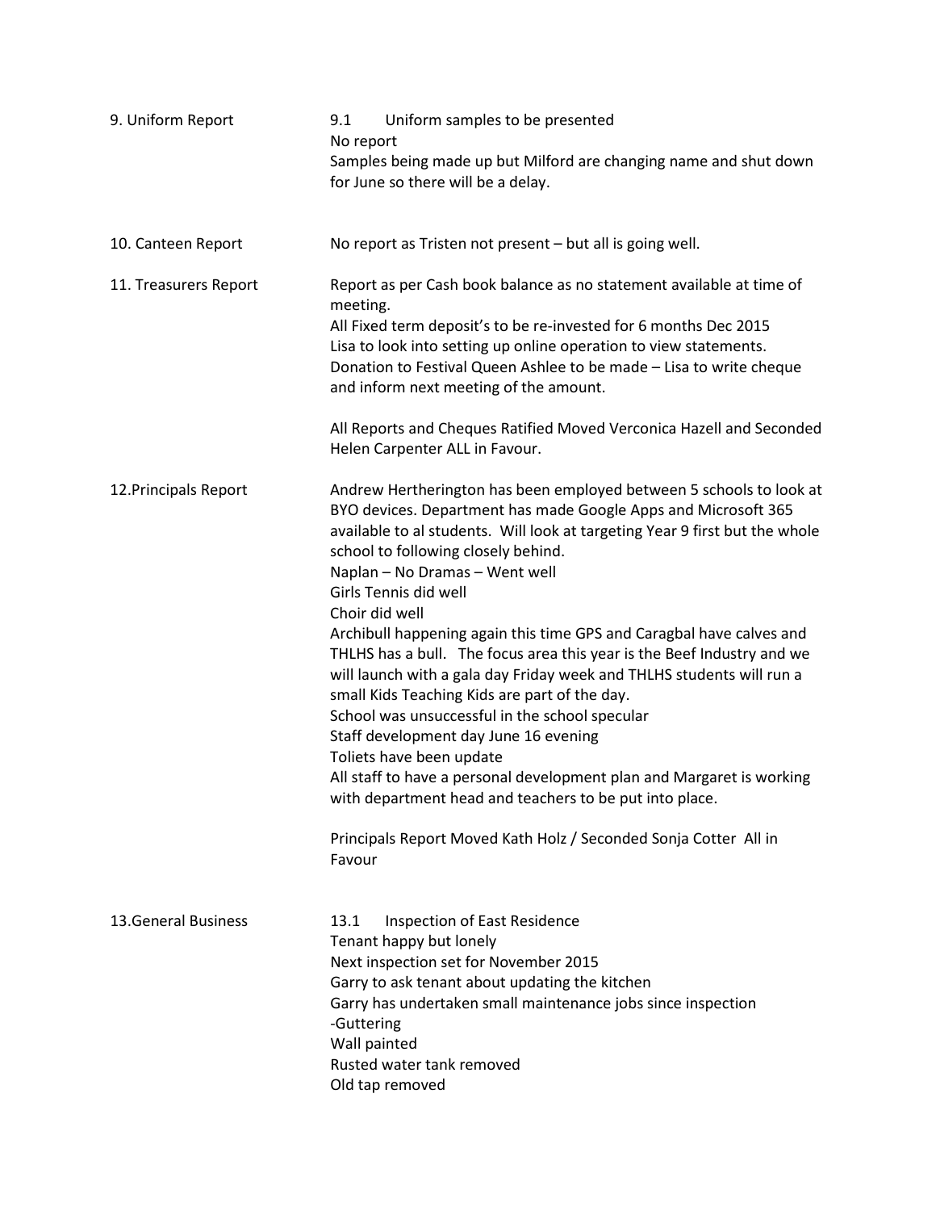**9. Uniform Report**

9.1 Uniform samples to be presented

No report

Samples being made up but Milford are changing name and shut down for June so there will be a delay.

**10. Canteen Report**

No report as Tristen not present – but all is going well.

**11. Treasurers Report**

Report as per Cash book balance as no statement available at time of meeting.

All Fixed term deposit's to be re-invested for 6 months Dec 2015

Lisa to look into setting up online operation to view statements.

Donation to Festival Queen Ashlee to be made – Lisa to write cheque and inform next meeting of the amount.

All Reports and Cheques Ratified Moved Verconica Hazell and Seconded Helen Carpenter ALL in Favour.

**12.Principals Report**

Andrew Hertherington has been employed between 5 schools to look at BYO devices. Department has made Google Apps and Microsoft 365 available to al students. Will look at targeting Year 9 first but the whole school to following closely behind.

Naplan – No Dramas – Went well

Girls Tennis did well

Choir did well

Archibull happening again this time GPS and Caragbal have calves and THLHS has a bull. The focus area this year is the Beef Industry and we will launch with a gala day Friday week and THLHS students will run a small Kids Teaching Kids are part of the day.

School was unsuccessful in the school specular

Staff development day June 16 evening

Toliets have been update

All staff to have a personal development plan and Margaret is working with department head and teachers to be put into place.

Principals Report Moved Kath Holz / Seconded Sonja Cotter All in Favour

**13.General Business**

13.1 Inspection of East Residence

Tenant happy but lonely

Next inspection set for November 2015

Garry to ask tenant about updating the kitchen

Garry has undertaken small maintenance jobs since inspection

-Guttering

Wall painted

Rusted water tank removed

Old tap removed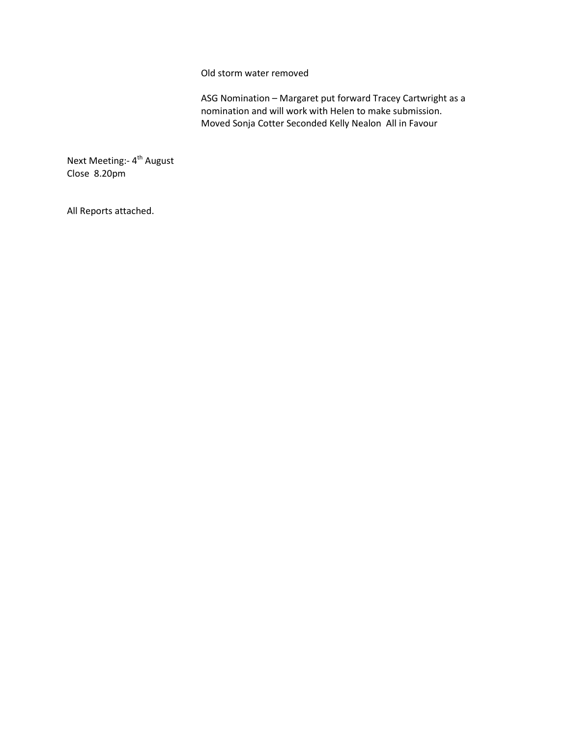Old storm water removed

ASG Nomination – Margaret put forward Tracey Cartwright as a nomination and will work with Helen to make submission. Moved Sonja Cotter Seconded Kelly Nealon All in Favour

Next Meeting:- 4th August
Close 8.20pm

All Reports attached.